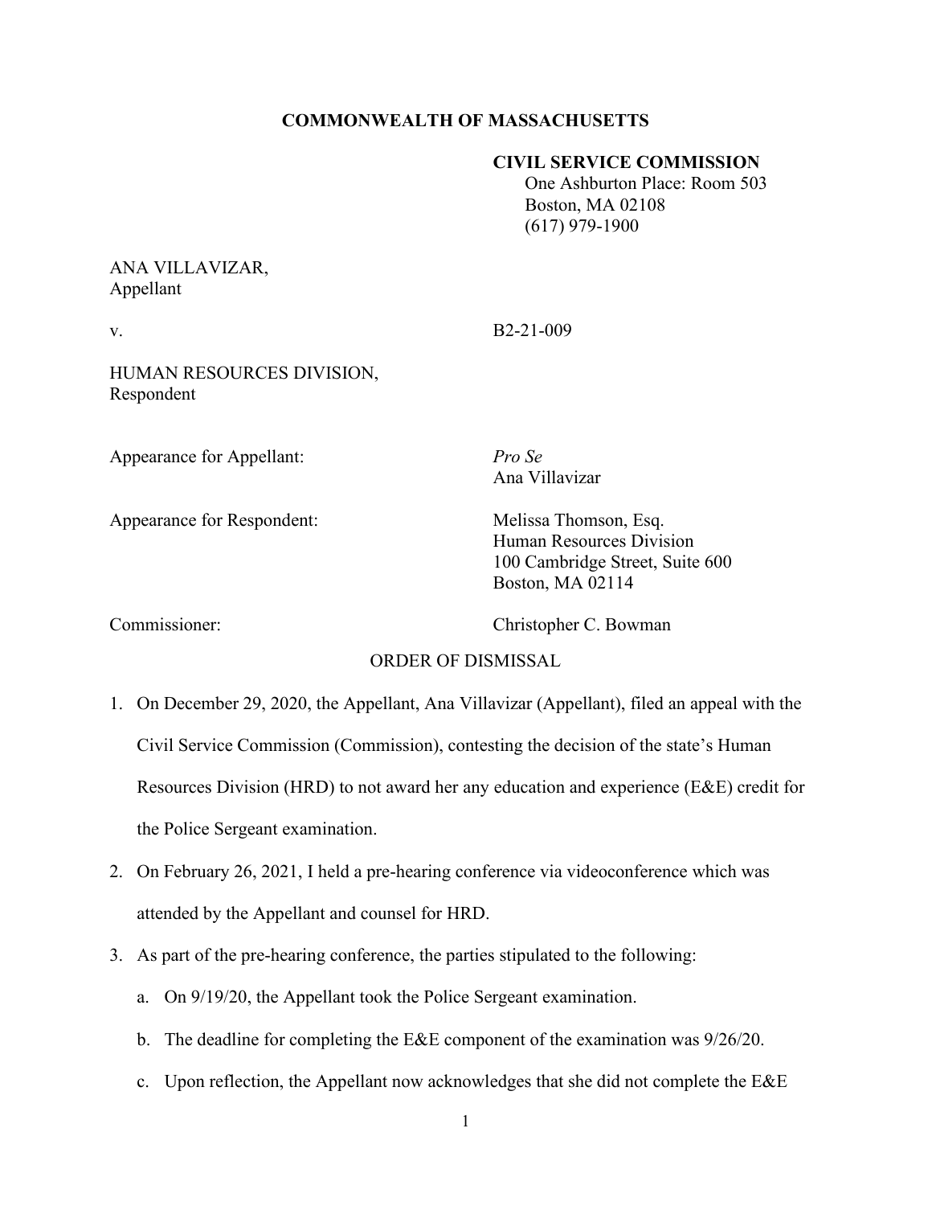**COMMONWEALTH OF MASSACHUSETTS**

**CIVIL SERVICE COMMISSION**
One Ashburton Place: Room 503
Boston, MA 02108
(617) 979-1900

ANA VILLAVIZAR,
Appellant

v. B2-21-009

HUMAN RESOURCES DIVISION,
Respondent

Appearance for Appellant: *Pro Se*
Ana Villavizar

Appearance for Respondent: Melissa Thomson, Esq.
Human Resources Division
100 Cambridge Street, Suite 600
Boston, MA 02114

Commissioner: Christopher C. Bowman

ORDER OF DISMISSAL

1. On December 29, 2020, the Appellant, Ana Villavizar (Appellant), filed an appeal with the Civil Service Commission (Commission), contesting the decision of the state's Human Resources Division (HRD) to not award her any education and experience (E&E) credit for the Police Sergeant examination.
2. On February 26, 2021, I held a pre-hearing conference via videoconference which was attended by the Appellant and counsel for HRD.
3. As part of the pre-hearing conference, the parties stipulated to the following:
   a. On 9/19/20, the Appellant took the Police Sergeant examination.
   b. The deadline for completing the E&E component of the examination was 9/26/20.
   c. Upon reflection, the Appellant now acknowledges that she did not complete the E&E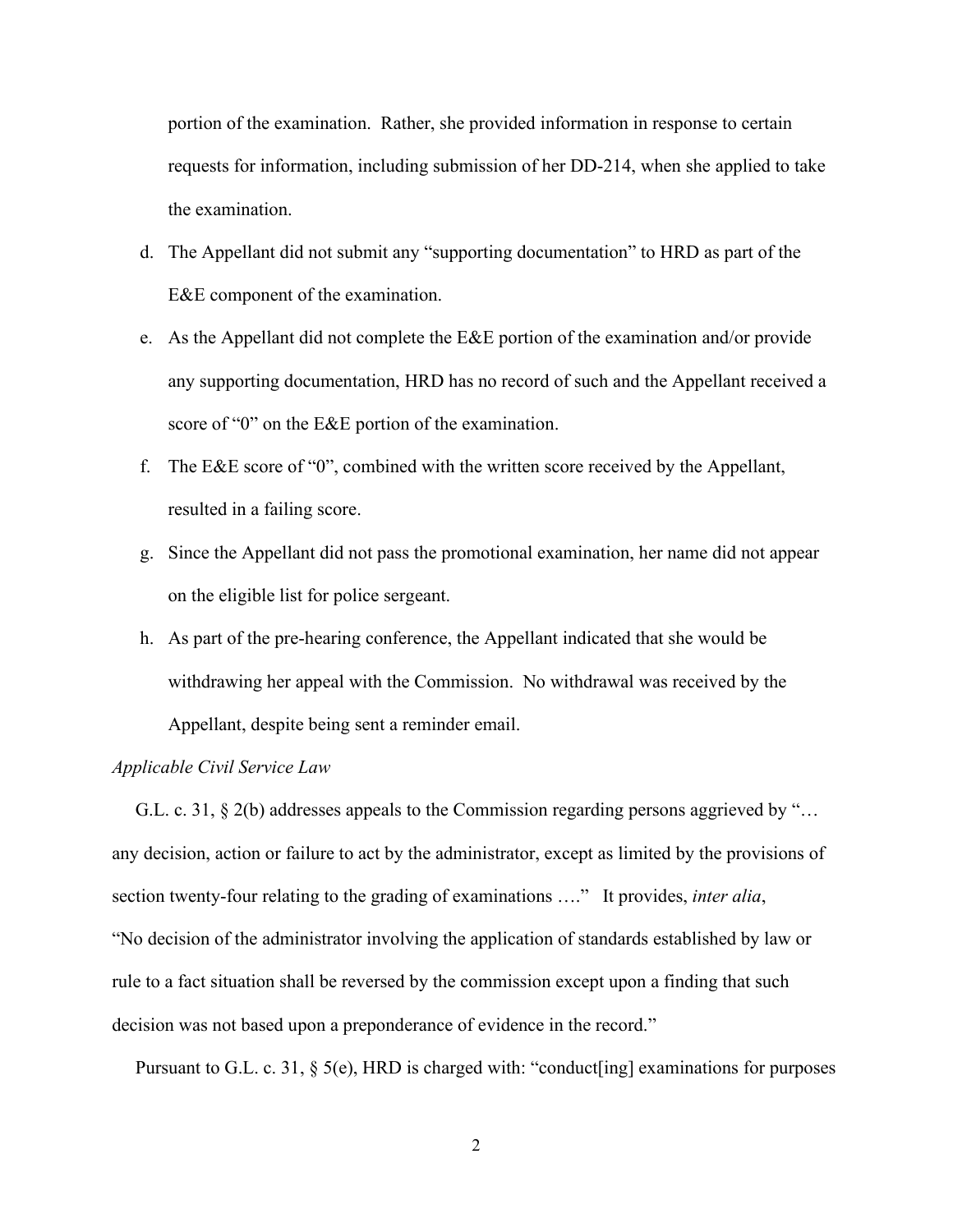portion of the examination. Rather, she provided information in response to certain requests for information, including submission of her DD-214, when she applied to take the examination.

d. The Appellant did not submit any "supporting documentation" to HRD as part of the E&E component of the examination.

e. As the Appellant did not complete the E&E portion of the examination and/or provide any supporting documentation, HRD has no record of such and the Appellant received a score of "0" on the E&E portion of the examination.

f. The E&E score of "0", combined with the written score received by the Appellant, resulted in a failing score.

g. Since the Appellant did not pass the promotional examination, her name did not appear on the eligible list for police sergeant.

h. As part of the pre-hearing conference, the Appellant indicated that she would be withdrawing her appeal with the Commission. No withdrawal was received by the Appellant, despite being sent a reminder email.

*Applicable Civil Service Law*

G.L. c. 31, § 2(b) addresses appeals to the Commission regarding persons aggrieved by "… any decision, action or failure to act by the administrator, except as limited by the provisions of section twenty-four relating to the grading of examinations …." It provides, *inter alia*, "No decision of the administrator involving the application of standards established by law or rule to a fact situation shall be reversed by the commission except upon a finding that such decision was not based upon a preponderance of evidence in the record."

Pursuant to G.L. c. 31, § 5(e), HRD is charged with: "conduct[ing] examinations for purposes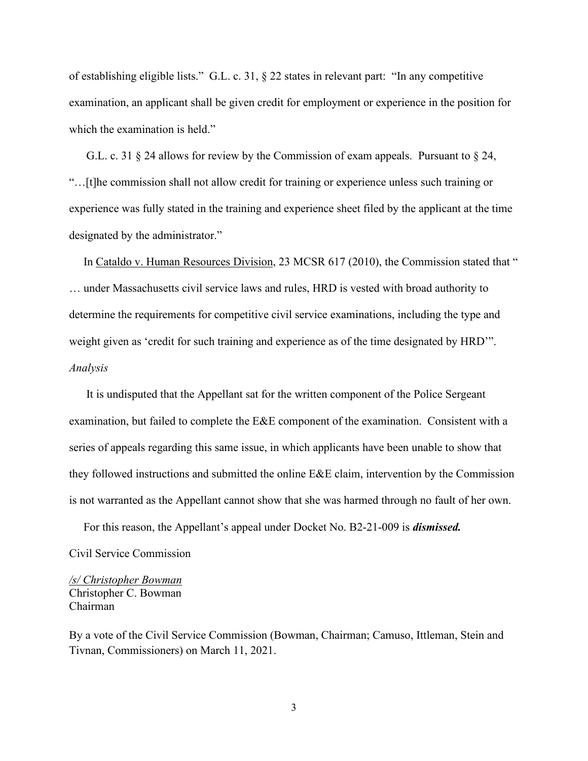of establishing eligible lists." G.L. c. 31, § 22 states in relevant part: "In any competitive examination, an applicant shall be given credit for employment or experience in the position for which the examination is held."

G.L. c. 31 § 24 allows for review by the Commission of exam appeals. Pursuant to § 24, "…[t]he commission shall not allow credit for training or experience unless such training or experience was fully stated in the training and experience sheet filed by the applicant at the time designated by the administrator."

In Cataldo v. Human Resources Division, 23 MCSR 617 (2010), the Commission stated that " … under Massachusetts civil service laws and rules, HRD is vested with broad authority to determine the requirements for competitive civil service examinations, including the type and weight given as 'credit for such training and experience as of the time designated by HRD'".

*Analysis*

It is undisputed that the Appellant sat for the written component of the Police Sergeant examination, but failed to complete the E&E component of the examination. Consistent with a series of appeals regarding this same issue, in which applicants have been unable to show that they followed instructions and submitted the online E&E claim, intervention by the Commission is not warranted as the Appellant cannot show that she was harmed through no fault of her own.

For this reason, the Appellant's appeal under Docket No. B2-21-009 is ***dismissed.***

Civil Service Commission

*/s/ Christopher Bowman*
Christopher C. Bowman
Chairman

By a vote of the Civil Service Commission (Bowman, Chairman; Camuso, Ittleman, Stein and Tivnan, Commissioners) on March 11, 2021.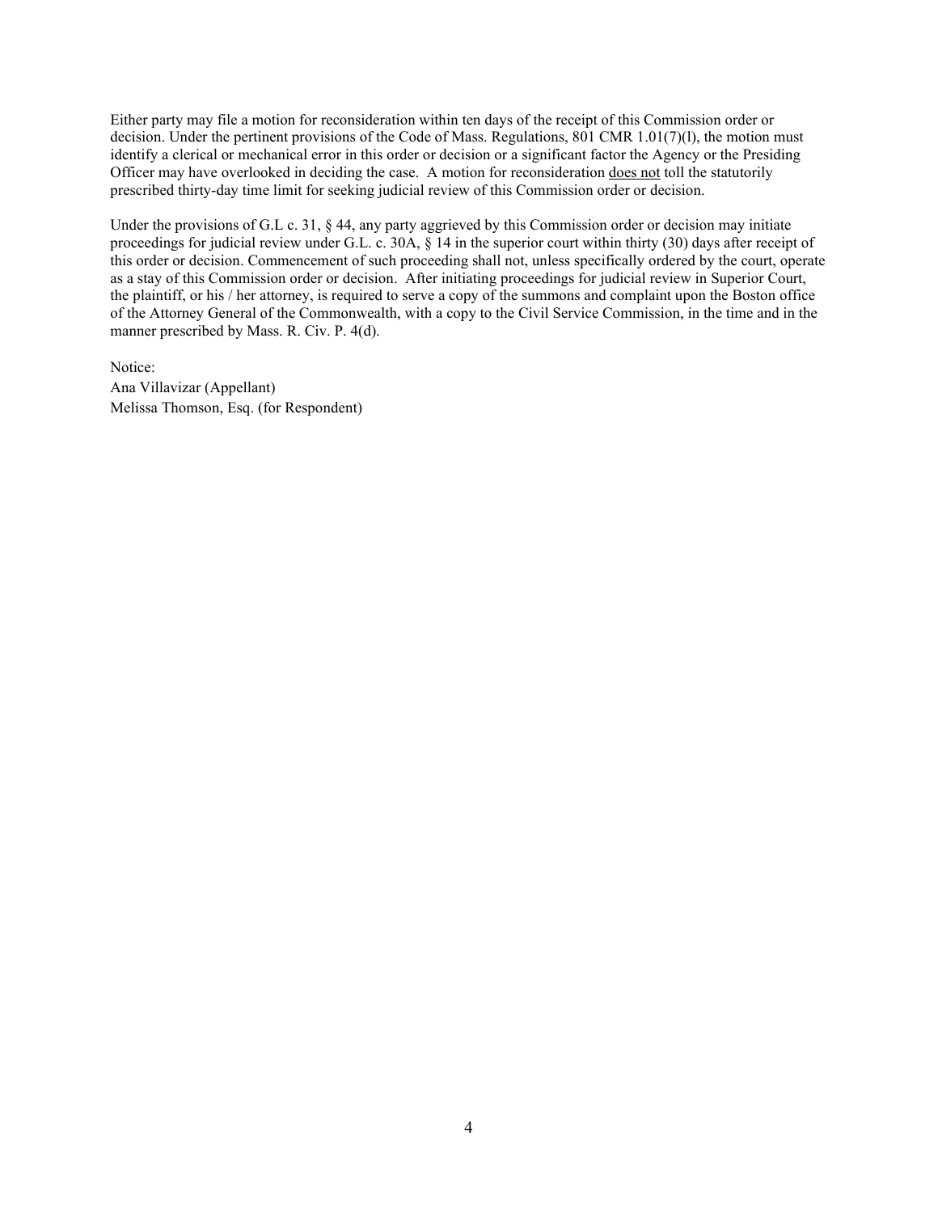Either party may file a motion for reconsideration within ten days of the receipt of this Commission order or decision. Under the pertinent provisions of the Code of Mass. Regulations, 801 CMR 1.01(7)(l), the motion must identify a clerical or mechanical error in this order or decision or a significant factor the Agency or the Presiding Officer may have overlooked in deciding the case. A motion for reconsideration does not toll the statutorily prescribed thirty-day time limit for seeking judicial review of this Commission order or decision.

Under the provisions of G.L c. 31, § 44, any party aggrieved by this Commission order or decision may initiate proceedings for judicial review under G.L. c. 30A, § 14 in the superior court within thirty (30) days after receipt of this order or decision. Commencement of such proceeding shall not, unless specifically ordered by the court, operate as a stay of this Commission order or decision. After initiating proceedings for judicial review in Superior Court, the plaintiff, or his / her attorney, is required to serve a copy of the summons and complaint upon the Boston office of the Attorney General of the Commonwealth, with a copy to the Civil Service Commission, in the time and in the manner prescribed by Mass. R. Civ. P. 4(d).

Notice:
Ana Villavizar (Appellant)
Melissa Thomson, Esq. (for Respondent)